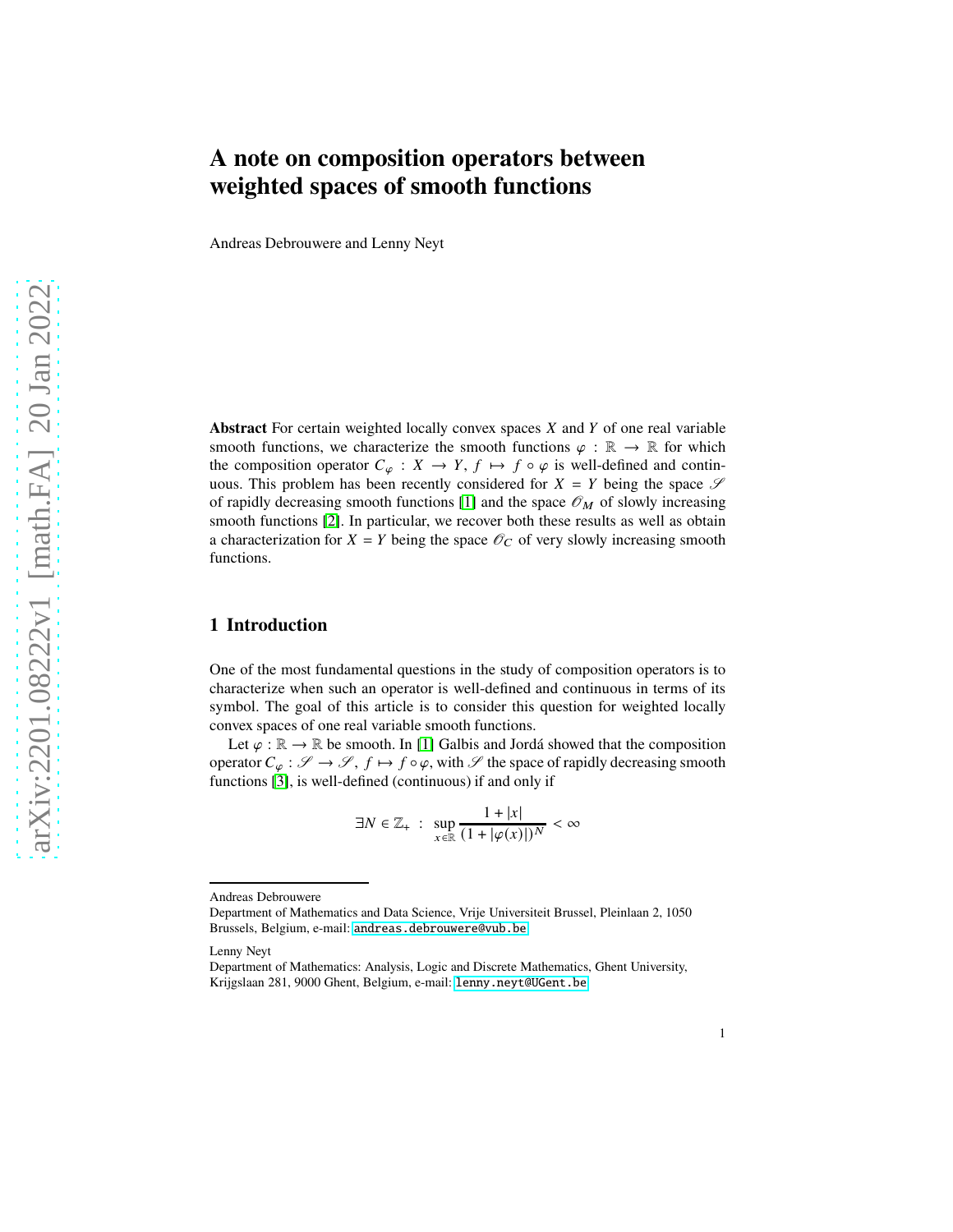# A note on composition operators between weighted spaces of smooth functions

Andreas Debrouwere and Lenny Neyt

**Abstract** For certain weighted locally convex spaces $X$ and $Y$ of one real variable smooth functions, we characterize the smooth functions $\varphi : \mathbb{R} \to \mathbb{R}$ for which the composition operator $C_\varphi : X \to Y$, $f \mapsto f \circ \varphi$ is well-defined and continuous. This problem has been recently considered for $X = Y$ being the space $\mathscr{S}$ of rapidly decreasing smooth functions [1] and the space $\mathscr{O}_M$ of slowly increasing smooth functions [2]. In particular, we recover both these results as well as obtain a characterization for $X = Y$ being the space $\mathscr{O}_C$ of very slowly increasing smooth functions.

## 1 Introduction

One of the most fundamental questions in the study of composition operators is to characterize when such an operator is well-defined and continuous in terms of its symbol. The goal of this article is to consider this question for weighted locally convex spaces of one real variable smooth functions.

Let $\varphi : \mathbb{R} \to \mathbb{R}$ be smooth. In [1] Galbis and Jordá showed that the composition operator $C_\varphi : \mathscr{S} \to \mathscr{S}$, $f \mapsto f \circ \varphi$, with $\mathscr{S}$ the space of rapidly decreasing smooth functions [3], is well-defined (continuous) if and only if

$$\exists N \in \mathbb{Z}_+ \ : \ \sup_{x \in \mathbb{R}} \frac{1 + |x|}{(1 + |\varphi(x)|)^N} < \infty$$

Andreas Debrouwere
Department of Mathematics and Data Science, Vrije Universiteit Brussel, Pleinlaan 2, 1050 Brussels, Belgium, e-mail: andreas.debrouwere@vub.be

Lenny Neyt
Department of Mathematics: Analysis, Logic and Discrete Mathematics, Ghent University, Krijgslaan 281, 9000 Ghent, Belgium, e-mail: lenny.neyt@UGent.be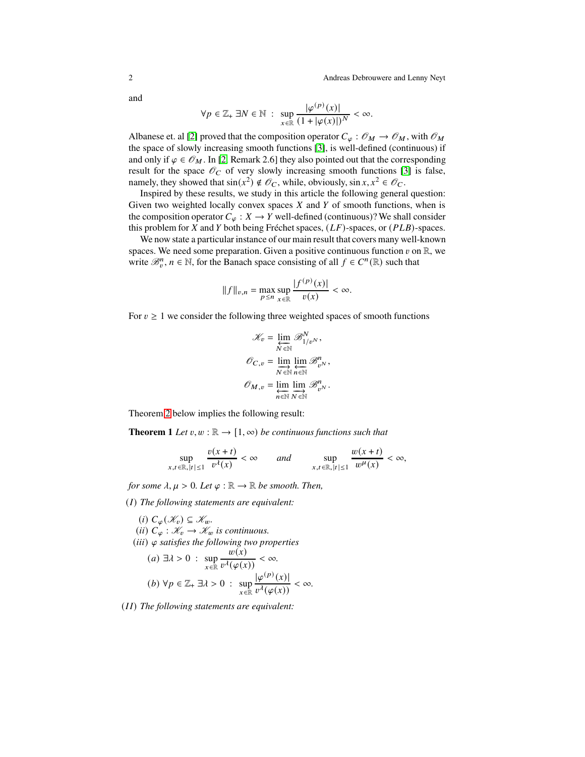and

$$\forall p \in \mathbb{Z}_+ \ \exists N \in \mathbb{N} \ : \ \sup_{x \in \mathbb{R}} \frac{|\varphi^{(p)}(x)|}{(1 + |\varphi(x)|)^N} < \infty.$$

Albanese et. al [2] proved that the composition operator $C_\varphi : \mathscr{O}_M \to \mathscr{O}_M$, with $\mathscr{O}_M$ the space of slowly increasing smooth functions [3], is well-defined (continuous) if and only if $\varphi \in \mathscr{O}_M$. In [2, Remark 2.6] they also pointed out that the corresponding result for the space $\mathscr{O}_C$ of very slowly increasing smooth functions [3] is false, namely, they showed that $\sin(x^2) \notin \mathscr{O}_C$, while, obviously, $\sin x, x^2 \in \mathscr{O}_C$.

Inspired by these results, we study in this article the following general question: Given two weighted locally convex spaces $X$ and $Y$ of smooth functions, when is the composition operator $C_\varphi : X \to Y$ well-defined (continuous)? We shall consider this problem for $X$ and $Y$ both being Fréchet spaces, $(LF)$-spaces, or $(PLB)$-spaces.

We now state a particular instance of our main result that covers many well-known spaces. We need some preparation. Given a positive continuous function $v$ on $\mathbb{R}$, we write $\mathscr{B}^n_v$, $n \in \mathbb{N}$, for the Banach space consisting of all $f \in C^n(\mathbb{R})$ such that

$$\|f\|_{v,n} = \max_{p \leq n} \sup_{x \in \mathbb{R}} \frac{|f^{(p)}(x)|}{v(x)} < \infty.$$

For $v \geq 1$ we consider the following three weighted spaces of smooth functions

$$\mathscr{K}_v = \varprojlim_{N \in \mathbb{N}} \mathscr{B}^N_{1/v^N},$$

$$\mathscr{O}_{C,v} = \varinjlim_{N \in \mathbb{N}} \varprojlim_{n \in \mathbb{N}} \mathscr{B}^n_{v^N},$$

$$\mathscr{O}_{M,v} = \varprojlim_{n \in \mathbb{N}} \varinjlim_{N \in \mathbb{N}} \mathscr{B}^n_{v^N}.$$

Theorem 2 below implies the following result:

**Theorem 1** *Let $v, w : \mathbb{R} \to [1, \infty)$ be continuous functions such that*

$$\sup_{x,t \in \mathbb{R}, |t| \leq 1} \frac{v(x+t)}{v^\lambda(x)} < \infty \qquad \text{and} \qquad \sup_{x,t \in \mathbb{R}, |t| \leq 1} \frac{w(x+t)}{w^\mu(x)} < \infty,$$

*for some $\lambda, \mu > 0$. Let $\varphi : \mathbb{R} \to \mathbb{R}$ be smooth. Then,*

$(I)$ *The following statements are equivalent:*

- $(i)$ $C_\varphi(\mathscr{K}_v) \subseteq \mathscr{K}_w$.
- $(ii)$ $C_\varphi : \mathscr{K}_v \to \mathscr{K}_w$ *is continuous.*
- $(iii)$ $\varphi$ *satisfies the following two properties*
  - $(a)$ $\exists \lambda > 0 \ : \ \sup_{x \in \mathbb{R}} \dfrac{w(x)}{v^\lambda(\varphi(x))} < \infty.$
  - $(b)$ $\forall p \in \mathbb{Z}_+ \ \exists \lambda > 0 \ : \ \sup_{x \in \mathbb{R}} \dfrac{|\varphi^{(p)}(x)|}{v^\lambda(\varphi(x))} < \infty.$

$(II)$ *The following statements are equivalent:*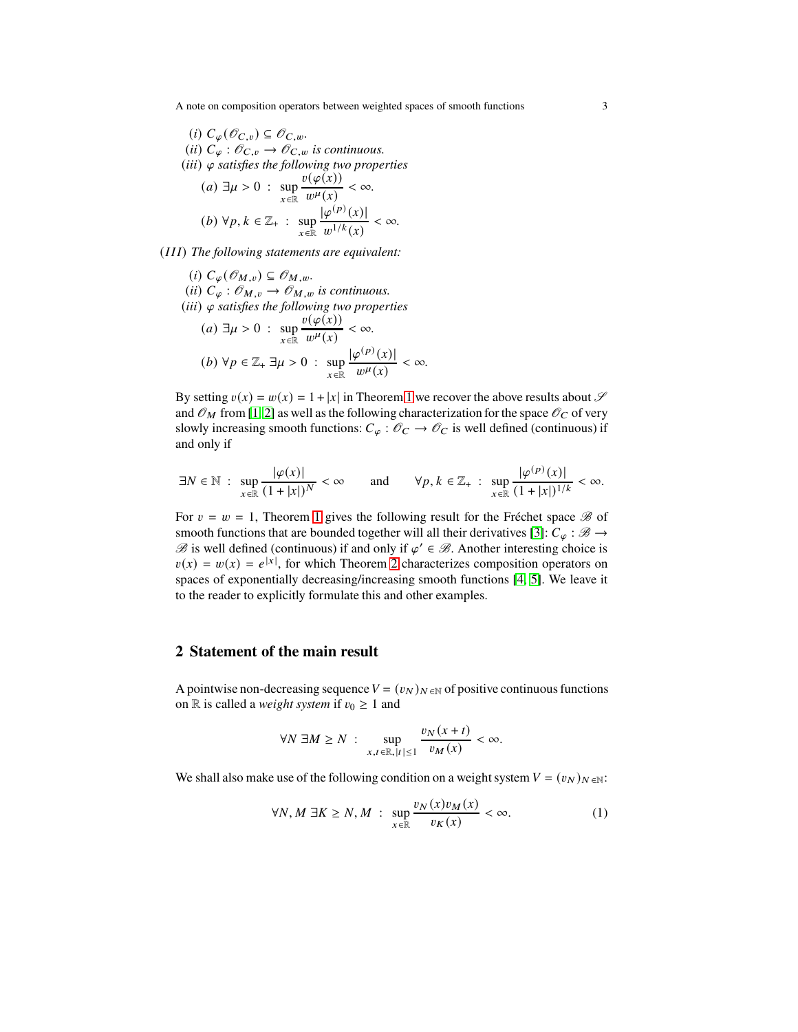$(i)$ $C_\varphi(\mathscr{O}_{C,v}) \subseteq \mathscr{O}_{C,w}$.
$(ii)$ $C_\varphi : \mathscr{O}_{C,v} \to \mathscr{O}_{C,w}$ *is continuous.*
$(iii)$ $\varphi$ *satisfies the following two properties*

$$(a)\ \exists \mu > 0 \ : \ \sup_{x\in\mathbb{R}} \frac{v(\varphi(x))}{w^\mu(x)} < \infty.$$

$$(b)\ \forall p,k \in \mathbb{Z}_+ \ : \ \sup_{x\in\mathbb{R}} \frac{|\varphi^{(p)}(x)|}{w^{1/k}(x)} < \infty.$$

$(III)$ *The following statements are equivalent:*

$(i)$ $C_\varphi(\mathscr{O}_{M,v}) \subseteq \mathscr{O}_{M,w}$.
$(ii)$ $C_\varphi : \mathscr{O}_{M,v} \to \mathscr{O}_{M,w}$ *is continuous.*
$(iii)$ $\varphi$ *satisfies the following two properties*

$$(a)\ \exists \mu > 0 \ : \ \sup_{x\in\mathbb{R}} \frac{v(\varphi(x))}{w^\mu(x)} < \infty.$$

$$(b)\ \forall p \in \mathbb{Z}_+\ \exists \mu > 0 \ : \ \sup_{x\in\mathbb{R}} \frac{|\varphi^{(p)}(x)|}{w^{\mu}(x)} < \infty.$$

By setting $v(x) = w(x) = 1 + |x|$ in Theorem 1 we recover the above results about $\mathscr{S}$ and $\mathscr{O}_M$ from [1, 2] as well as the following characterization for the space $\mathscr{O}_C$ of very slowly increasing smooth functions: $C_\varphi : \mathscr{O}_C \to \mathscr{O}_C$ is well defined (continuous) if and only if

$$\exists N \in \mathbb{N} \ : \ \sup_{x\in\mathbb{R}} \frac{|\varphi(x)|}{(1+|x|)^N} < \infty \qquad \text{and} \qquad \forall p,k \in \mathbb{Z}_+ \ : \ \sup_{x\in\mathbb{R}} \frac{|\varphi^{(p)}(x)|}{(1+|x|)^{1/k}} < \infty.$$

For $v = w = 1$, Theorem 1 gives the following result for the Fréchet space $\mathscr{B}$ of smooth functions that are bounded together will all their derivatives [3]: $C_\varphi : \mathscr{B} \to \mathscr{B}$ is well defined (continuous) if and only if $\varphi' \in \mathscr{B}$. Another interesting choice is $v(x) = w(x) = e^{|x|}$, for which Theorem 2 characterizes composition operators on spaces of exponentially decreasing/increasing smooth functions [4, 5]. We leave it to the reader to explicitly formulate this and other examples.

## 2 Statement of the main result

A pointwise non-decreasing sequence $V = (v_N)_{N\in\mathbb{N}}$ of positive continuous functions on $\mathbb{R}$ is called a *weight system* if $v_0 \geq 1$ and

$$\forall N\ \exists M \geq N \ : \ \sup_{x,t\in\mathbb{R}, |t|\leq 1} \frac{v_N(x+t)}{v_M(x)} < \infty.$$

We shall also make use of the following condition on a weight system $V = (v_N)_{N\in\mathbb{N}}$:

$$\forall N, M\ \exists K \geq N, M \ : \ \sup_{x\in\mathbb{R}} \frac{v_N(x)v_M(x)}{v_K(x)} < \infty. \tag{1}$$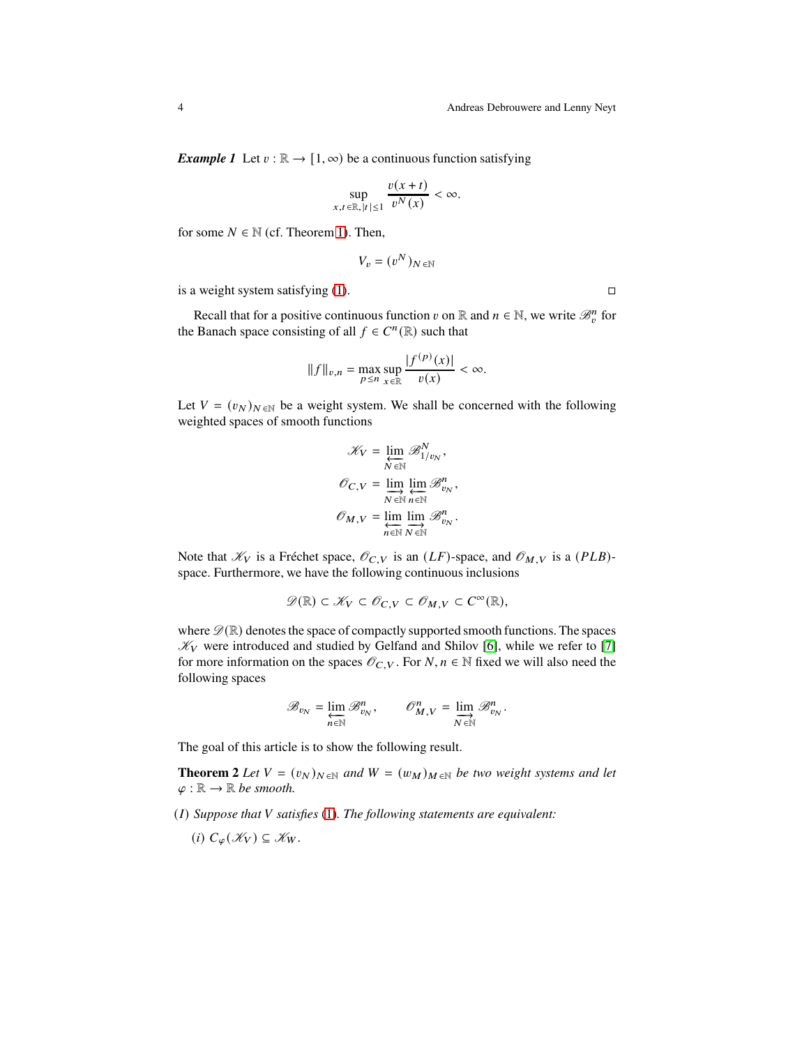***Example 1*** Let $v : \mathbb{R} \to [1, \infty)$ be a continuous function satisfying

$$\sup_{x,t \in \mathbb{R}, |t| \leq 1} \frac{v(x+t)}{v^N(x)} < \infty.$$

for some $N \in \mathbb{N}$ (cf. Theorem 1). Then,

$$V_v = (v^N)_{N \in \mathbb{N}}$$

is a weight system satisfying (1). □

Recall that for a positive continuous function $v$ on $\mathbb{R}$ and $n \in \mathbb{N}$, we write $\mathscr{B}^n_v$ for the Banach space consisting of all $f \in C^n(\mathbb{R})$ such that

$$\|f\|_{v,n} = \max_{p \leq n} \sup_{x \in \mathbb{R}} \frac{|f^{(p)}(x)|}{v(x)} < \infty.$$

Let $V = (v_N)_{N \in \mathbb{N}}$ be a weight system. We shall be concerned with the following weighted spaces of smooth functions

$$\mathscr{K}_V = \varprojlim_{N \in \mathbb{N}} \mathscr{B}^N_{1/v_N},$$

$$\mathscr{O}_{C,V} = \varinjlim_{N \in \mathbb{N}} \varprojlim_{n \in \mathbb{N}} \mathscr{B}^n_{v_N},$$

$$\mathscr{O}_{M,V} = \varprojlim_{n \in \mathbb{N}} \varinjlim_{N \in \mathbb{N}} \mathscr{B}^n_{v_N}.$$

Note that $\mathscr{K}_V$ is a Fréchet space, $\mathscr{O}_{C,V}$ is an $(LF)$-space, and $\mathscr{O}_{M,V}$ is a $(PLB)$-space. Furthermore, we have the following continuous inclusions

$$\mathscr{D}(\mathbb{R}) \subset \mathscr{K}_V \subset \mathscr{O}_{C,V} \subset \mathscr{O}_{M,V} \subset C^\infty(\mathbb{R}),$$

where $\mathscr{D}(\mathbb{R})$ denotes the space of compactly supported smooth functions. The spaces $\mathscr{K}_V$ were introduced and studied by Gelfand and Shilov [6], while we refer to [7] for more information on the spaces $\mathscr{O}_{C,V}$. For $N, n \in \mathbb{N}$ fixed we will also need the following spaces

$$\mathscr{B}_{v_N} = \varprojlim_{n \in \mathbb{N}} \mathscr{B}^n_{v_N}, \qquad \mathscr{O}^n_{M,V} = \varinjlim_{N \in \mathbb{N}} \mathscr{B}^n_{v_N}.$$

The goal of this article is to show the following result.

**Theorem 2** *Let $V = (v_N)_{N \in \mathbb{N}}$ and $W = (w_M)_{M \in \mathbb{N}}$ be two weight systems and let $\varphi : \mathbb{R} \to \mathbb{R}$ be smooth.*

*(I) Suppose that $V$ satisfies (1). The following statements are equivalent:*

*(i) $C_\varphi(\mathscr{K}_V) \subseteq \mathscr{K}_W$.*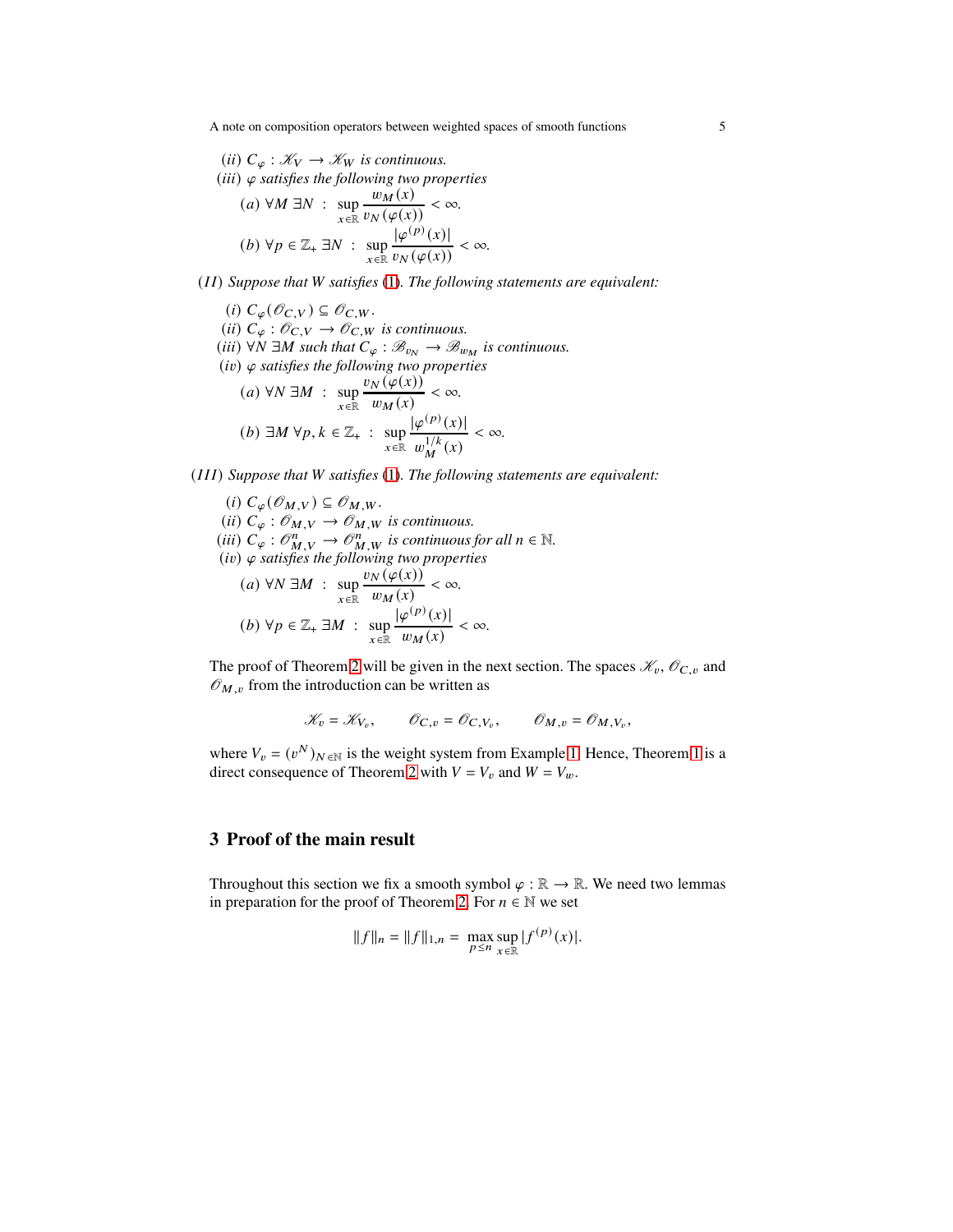*(ii)* $C_\varphi : \mathscr{K}_V \to \mathscr{K}_W$ *is continuous.*

*(iii)* $\varphi$ *satisfies the following two properties*

$$(a)\ \forall M\ \exists N\ :\ \sup_{x\in\mathbb{R}} \frac{w_M(x)}{v_N(\varphi(x))} < \infty.$$

$$(b)\ \forall p \in \mathbb{Z}_+\ \exists N\ :\ \sup_{x\in\mathbb{R}} \frac{|\varphi^{(p)}(x)|}{v_N(\varphi(x))} < \infty.$$

*(II) Suppose that W satisfies* (1)*. The following statements are equivalent:*

*(i)* $C_\varphi(\mathscr{O}_{C,V}) \subseteq \mathscr{O}_{C,W}$.

*(ii)* $C_\varphi : \mathscr{O}_{C,V} \to \mathscr{O}_{C,W}$ *is continuous.*

*(iii)* $\forall N\ \exists M$ *such that* $C_\varphi : \mathscr{B}_{v_N} \to \mathscr{B}_{w_M}$ *is continuous.*

*(iv)* $\varphi$ *satisfies the following two properties*

$$(a)\ \forall N\ \exists M\ :\ \sup_{x\in\mathbb{R}} \frac{v_N(\varphi(x))}{w_M(x)} < \infty.$$

$$(b)\ \exists M\ \forall p,k \in \mathbb{Z}_+\ :\ \sup_{x\in\mathbb{R}} \frac{|\varphi^{(p)}(x)|}{w_M^{1/k}(x)} < \infty.$$

*(III) Suppose that W satisfies* (1)*. The following statements are equivalent:*

*(i)* $C_\varphi(\mathscr{O}_{M,V}) \subseteq \mathscr{O}_{M,W}$.

*(ii)* $C_\varphi : \mathscr{O}_{M,V} \to \mathscr{O}_{M,W}$ *is continuous.*

*(iii)* $C_\varphi : \mathscr{O}^n_{M,V} \to \mathscr{O}^n_{M,W}$ *is continuous for all* $n \in \mathbb{N}$.

*(iv)* $\varphi$ *satisfies the following two properties*

$$(a)\ \forall N\ \exists M\ :\ \sup_{x\in\mathbb{R}} \frac{v_N(\varphi(x))}{w_M(x)} < \infty.$$

$$(b)\ \forall p \in \mathbb{Z}_+\ \exists M\ :\ \sup_{x\in\mathbb{R}} \frac{|\varphi^{(p)}(x)|}{w_M(x)} < \infty.$$

The proof of Theorem 2 will be given in the next section. The spaces $\mathscr{K}_v$, $\mathscr{O}_{C,v}$ and $\mathscr{O}_{M,v}$ from the introduction can be written as

$$\mathscr{K}_v = \mathscr{K}_{V_v}, \qquad \mathscr{O}_{C,v} = \mathscr{O}_{C,V_v}, \qquad \mathscr{O}_{M,v} = \mathscr{O}_{M,V_v},$$

where $V_v = (v^N)_{N\in\mathbb{N}}$ is the weight system from Example 1. Hence, Theorem 1 is a direct consequence of Theorem 2 with $V = V_v$ and $W = V_w$.

## 3 Proof of the main result

Throughout this section we fix a smooth symbol $\varphi : \mathbb{R} \to \mathbb{R}$. We need two lemmas in preparation for the proof of Theorem 2. For $n \in \mathbb{N}$ we set

$$\|f\|_n = \|f\|_{1,n} = \max_{p\le n} \sup_{x\in\mathbb{R}} |f^{(p)}(x)|.$$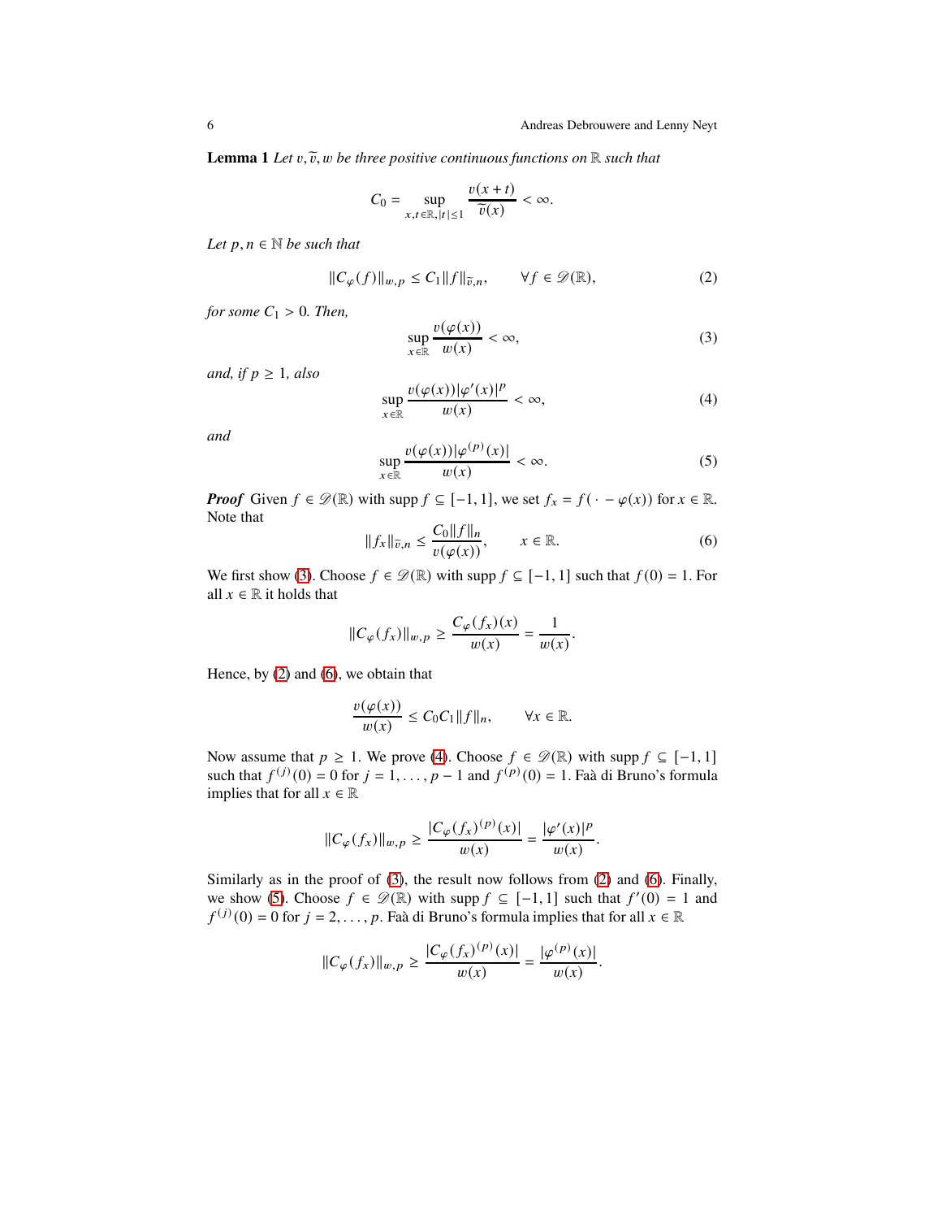**Lemma 1** *Let $v, \widetilde{v}, w$ be three positive continuous functions on $\mathbb{R}$ such that*

$$C_0 = \sup_{x,t \in \mathbb{R}, |t| \leq 1} \frac{v(x+t)}{\widetilde{v}(x)} < \infty.$$

*Let $p, n \in \mathbb{N}$ be such that*

$$\|C_\varphi(f)\|_{w,p} \leq C_1 \|f\|_{\widetilde{v},n}, \qquad \forall f \in \mathscr{D}(\mathbb{R}), \tag{2}$$

*for some $C_1 > 0$. Then,*

$$\sup_{x \in \mathbb{R}} \frac{v(\varphi(x))}{w(x)} < \infty, \tag{3}$$

*and, if $p \geq 1$, also*

$$\sup_{x \in \mathbb{R}} \frac{v(\varphi(x))|\varphi'(x)|^p}{w(x)} < \infty, \tag{4}$$

*and*

$$\sup_{x \in \mathbb{R}} \frac{v(\varphi(x))|\varphi^{(p)}(x)|}{w(x)} < \infty. \tag{5}$$

***Proof*** Given $f \in \mathscr{D}(\mathbb{R})$ with $\operatorname{supp} f \subseteq [-1,1]$, we set $f_x = f(\,\cdot - \varphi(x))$ for $x \in \mathbb{R}$. Note that

$$\|f_x\|_{\widetilde{v},n} \leq \frac{C_0 \|f\|_n}{v(\varphi(x))}, \qquad x \in \mathbb{R}. \tag{6}$$

We first show (3). Choose $f \in \mathscr{D}(\mathbb{R})$ with $\operatorname{supp} f \subseteq [-1,1]$ such that $f(0) = 1$. For all $x \in \mathbb{R}$ it holds that

$$\|C_\varphi(f_x)\|_{w,p} \geq \frac{C_\varphi(f_x)(x)}{w(x)} = \frac{1}{w(x)}.$$

Hence, by (2) and (6), we obtain that

$$\frac{v(\varphi(x))}{w(x)} \leq C_0 C_1 \|f\|_n, \qquad \forall x \in \mathbb{R}.$$

Now assume that $p \geq 1$. We prove (4). Choose $f \in \mathscr{D}(\mathbb{R})$ with $\operatorname{supp} f \subseteq [-1,1]$ such that $f^{(j)}(0) = 0$ for $j = 1, \ldots, p-1$ and $f^{(p)}(0) = 1$. Faà di Bruno's formula implies that for all $x \in \mathbb{R}$

$$\|C_\varphi(f_x)\|_{w,p} \geq \frac{|C_\varphi(f_x)^{(p)}(x)|}{w(x)} = \frac{|\varphi'(x)|^p}{w(x)}.$$

Similarly as in the proof of (3), the result now follows from (2) and (6). Finally, we show (5). Choose $f \in \mathscr{D}(\mathbb{R})$ with $\operatorname{supp} f \subseteq [-1,1]$ such that $f'(0) = 1$ and $f^{(j)}(0) = 0$ for $j = 2, \ldots, p$. Faà di Bruno's formula implies that for all $x \in \mathbb{R}$

$$\|C_\varphi(f_x)\|_{w,p} \geq \frac{|C_\varphi(f_x)^{(p)}(x)|}{w(x)} = \frac{|\varphi^{(p)}(x)|}{w(x)}.$$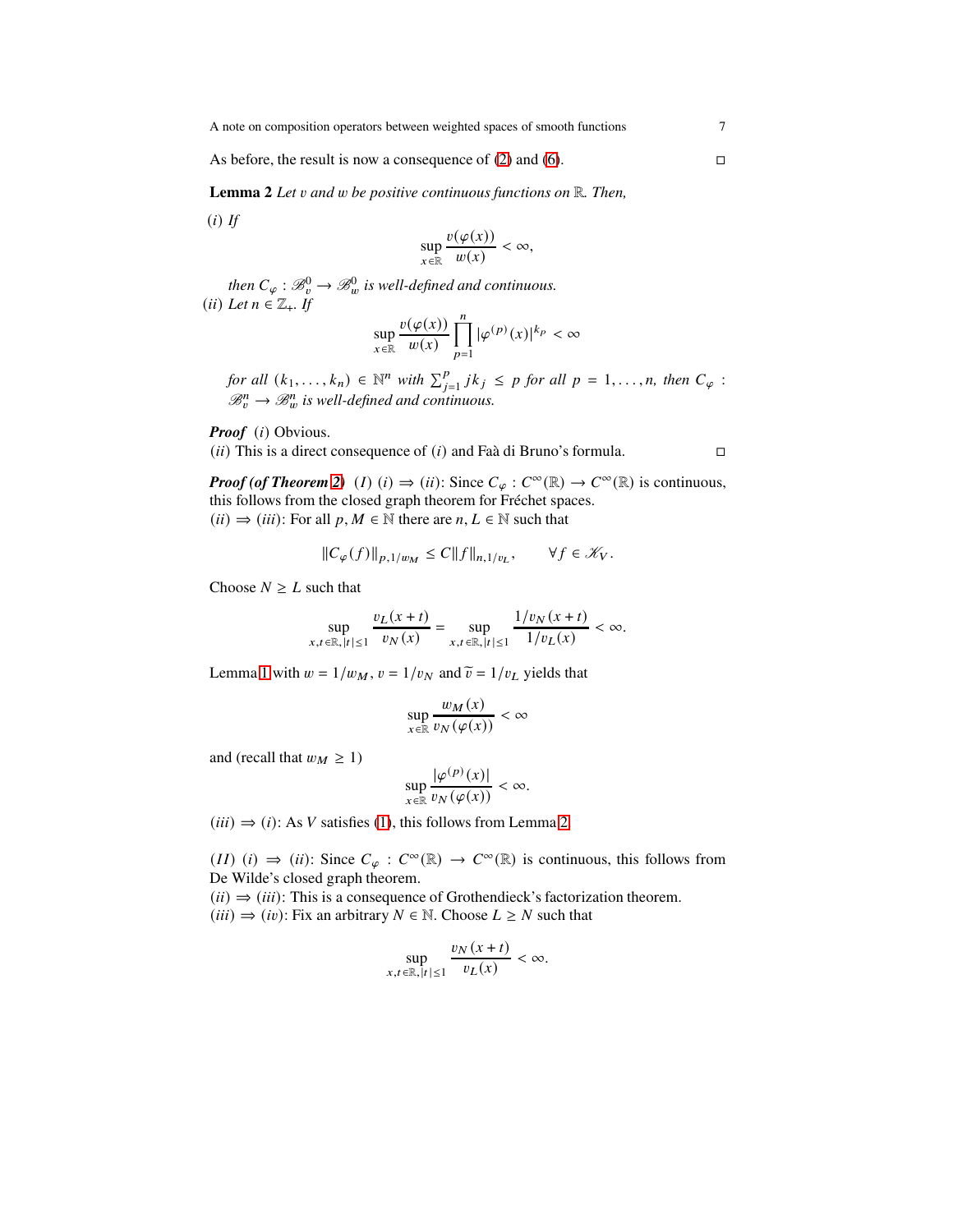As before, the result is now a consequence of (2) and (6). □

**Lemma 2** *Let $v$ and $w$ be positive continuous functions on $\mathbb{R}$. Then,*

$(i)$ *If*

$$\sup_{x\in\mathbb{R}} \frac{v(\varphi(x))}{w(x)} < \infty,$$

*then $C_\varphi : \mathscr{B}^0_v \to \mathscr{B}^0_w$ is well-defined and continuous.*

$(ii)$ *Let $n \in \mathbb{Z}_+$. If*

$$\sup_{x\in\mathbb{R}} \frac{v(\varphi(x))}{w(x)} \prod_{p=1}^{n} |\varphi^{(p)}(x)|^{k_p} < \infty$$

*for all $(k_1, \dots, k_n) \in \mathbb{N}^n$ with $\sum_{j=1}^{p} jk_j \leq p$ for all $p = 1, \dots, n$, then $C_\varphi : \mathscr{B}^n_v \to \mathscr{B}^n_w$ is well-defined and continuous.*

***Proof*** $(i)$ Obvious.
$(ii)$ This is a direct consequence of $(i)$ and Faà di Bruno's formula. □

***Proof (of Theorem 2)*** $(I)$ $(i) \Rightarrow (ii)$: Since $C_\varphi : C^\infty(\mathbb{R}) \to C^\infty(\mathbb{R})$ is continuous, this follows from the closed graph theorem for Fréchet spaces.
$(ii) \Rightarrow (iii)$: For all $p, M \in \mathbb{N}$ there are $n, L \in \mathbb{N}$ such that

$$\|C_\varphi(f)\|_{p,1/w_M} \leq C\|f\|_{n,1/v_L}, \qquad \forall f \in \mathscr{K}_V.$$

Choose $N \geq L$ such that

$$\sup_{x,t\in\mathbb{R},|t|\leq 1} \frac{v_L(x+t)}{v_N(x)} = \sup_{x,t\in\mathbb{R},|t|\leq 1} \frac{1/v_N(x+t)}{1/v_L(x)} < \infty.$$

Lemma 1 with $w = 1/w_M$, $v = 1/v_N$ and $\widetilde{v} = 1/v_L$ yields that

$$\sup_{x\in\mathbb{R}} \frac{w_M(x)}{v_N(\varphi(x))} < \infty$$

and (recall that $w_M \geq 1$)

$$\sup_{x\in\mathbb{R}} \frac{|\varphi^{(p)}(x)|}{v_N(\varphi(x))} < \infty.$$

$(iii) \Rightarrow (i)$: As $V$ satisfies (1), this follows from Lemma 2.

$(II)$ $(i) \Rightarrow (ii)$: Since $C_\varphi : C^\infty(\mathbb{R}) \to C^\infty(\mathbb{R})$ is continuous, this follows from De Wilde's closed graph theorem.
$(ii) \Rightarrow (iii)$: This is a consequence of Grothendieck's factorization theorem.
$(iii) \Rightarrow (iv)$: Fix an arbitrary $N \in \mathbb{N}$. Choose $L \geq N$ such that

$$\sup_{x,t\in\mathbb{R},|t|\leq 1} \frac{v_N(x+t)}{v_L(x)} < \infty.$$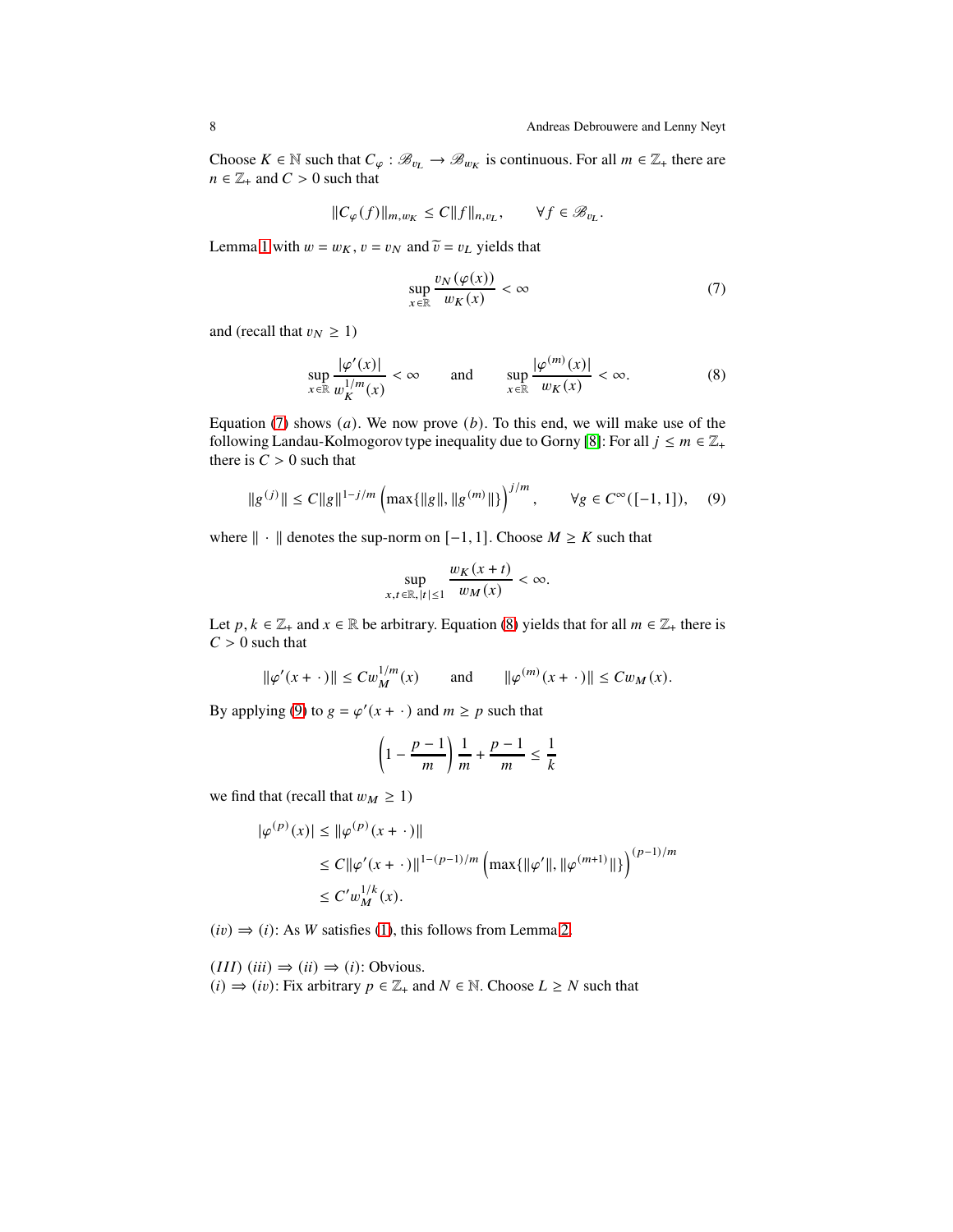Choose $K \in \mathbb{N}$ such that $C_\varphi : \mathscr{B}_{v_L} \to \mathscr{B}_{w_K}$ is continuous. For all $m \in \mathbb{Z}_+$ there are $n \in \mathbb{Z}_+$ and $C > 0$ such that

$$\|C_\varphi(f)\|_{m,w_K} \leq C\|f\|_{n,v_L}, \qquad \forall f \in \mathscr{B}_{v_L}.$$

Lemma 1 with $w = w_K$, $v = v_N$ and $\widetilde{v} = v_L$ yields that

$$\sup_{x\in\mathbb{R}} \frac{v_N(\varphi(x))}{w_K(x)} < \infty \tag{7}$$

and (recall that $v_N \geq 1$)

$$\sup_{x\in\mathbb{R}} \frac{|\varphi'(x)|}{w_K^{1/m}(x)} < \infty \qquad \text{and} \qquad \sup_{x\in\mathbb{R}} \frac{|\varphi^{(m)}(x)|}{w_K(x)} < \infty. \tag{8}$$

Equation (7) shows $(a)$. We now prove $(b)$. To this end, we will make use of the following Landau-Kolmogorov type inequality due to Gorny [8]: For all $j \leq m \in \mathbb{Z}_+$ there is $C > 0$ such that

$$\|g^{(j)}\| \leq C\|g\|^{1-j/m}\left(\max\{\|g\|, \|g^{(m)}\|\}\right)^{j/m}, \qquad \forall g \in C^\infty([-1,1]), \tag{9}$$

where $\|\cdot\|$ denotes the sup-norm on $[-1,1]$. Choose $M \geq K$ such that

$$\sup_{x,t\in\mathbb{R}, |t|\leq 1} \frac{w_K(x+t)}{w_M(x)} < \infty.$$

Let $p, k \in \mathbb{Z}_+$ and $x \in \mathbb{R}$ be arbitrary. Equation (8) yields that for all $m \in \mathbb{Z}_+$ there is $C > 0$ such that

$$\|\varphi'(x+\cdot)\| \leq C w_M^{1/m}(x) \qquad \text{and} \qquad \|\varphi^{(m)}(x+\cdot)\| \leq C w_M(x).$$

By applying (9) to $g = \varphi'(x+\cdot)$ and $m \geq p$ such that

$$\left(1 - \frac{p-1}{m}\right)\frac{1}{m} + \frac{p-1}{m} \leq \frac{1}{k}$$

we find that (recall that $w_M \geq 1$)

$$\begin{aligned}
|\varphi^{(p)}(x)| &\leq \|\varphi^{(p)}(x+\cdot)\| \\
&\leq C\|\varphi'(x+\cdot)\|^{1-(p-1)/m}\left(\max\{\|\varphi'\|, \|\varphi^{(m+1)}\|\}\right)^{(p-1)/m} \\
&\leq C' w_M^{1/k}(x).
\end{aligned}$$

$(iv) \Rightarrow (i)$: As $W$ satisfies (1), this follows from Lemma 2.

$(III)$ $(iii) \Rightarrow (ii) \Rightarrow (i)$: Obvious.
$(i) \Rightarrow (iv)$: Fix arbitrary $p \in \mathbb{Z}_+$ and $N \in \mathbb{N}$. Choose $L \geq N$ such that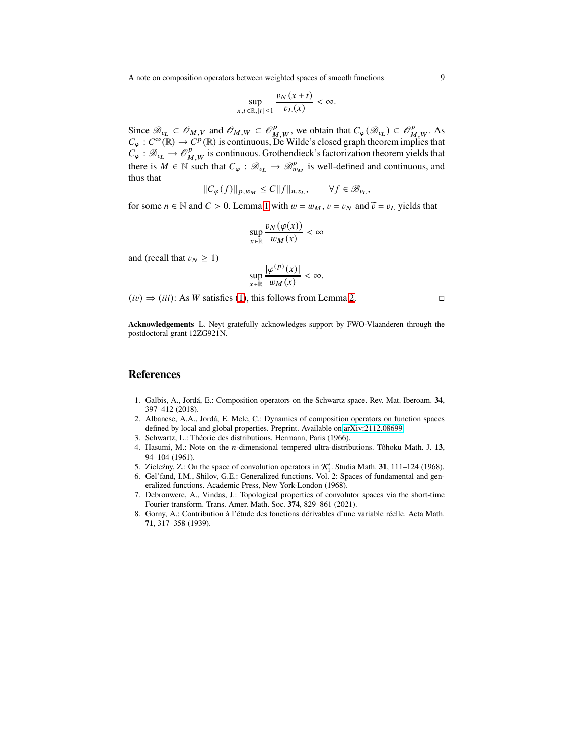$$\sup_{x,t\in\mathbb{R},|t|\leq 1} \frac{v_N(x+t)}{v_L(x)} < \infty.$$

Since $\mathscr{B}_{v_L} \subset \mathscr{O}_{M,V}$ and $\mathscr{O}_{M,W} \subset \mathscr{O}^p_{M,W}$, we obtain that $C_\varphi(\mathscr{B}_{v_L}) \subset \mathscr{O}^p_{M,W}$. As $C_\varphi : C^\infty(\mathbb{R}) \to C^p(\mathbb{R})$ is continuous, De Wilde's closed graph theorem implies that $C_\varphi : \mathscr{B}_{v_L} \to \mathscr{O}^p_{M,W}$ is continuous. Grothendieck's factorization theorem yields that there is $M \in \mathbb{N}$ such that $C_\varphi : \mathscr{B}_{v_L} \to \mathscr{B}^p_{w_M}$ is well-defined and continuous, and thus that

$$\|C_\varphi(f)\|_{p,w_M} \leq C\|f\|_{n,v_L}, \qquad \forall f \in \mathscr{B}_{v_L},$$

for some $n \in \mathbb{N}$ and $C > 0$. Lemma 1 with $w = w_M$, $v = v_N$ and $\widetilde{v} = v_L$ yields that

$$\sup_{x\in\mathbb{R}} \frac{v_N(\varphi(x))}{w_M(x)} < \infty$$

and (recall that $v_N \geq 1$)

$$\sup_{x\in\mathbb{R}} \frac{|\varphi^{(p)}(x)|}{w_M(x)} < \infty.$$

$(iv) \Rightarrow (iii)$: As $W$ satisfies (1), this follows from Lemma 2. $\square$

**Acknowledgements** L. Neyt gratefully acknowledges support by FWO-Vlaanderen through the postdoctoral grant 12ZG921N.

## References

1. Galbis, A., Jordá, E.: Composition operators on the Schwartz space. Rev. Mat. Iberoam. **34**, 397–412 (2018).
2. Albanese, A.A., Jordá, E. Mele, C.: Dynamics of composition operators on function spaces defined by local and global properties. Preprint. Available on arXiv:2112.08699
3. Schwartz, L.: Théorie des distributions. Hermann, Paris (1966).
4. Hasumi, M.: Note on the $n$-dimensional tempered ultra-distributions. Tôhoku Math. J. **13**, 94–104 (1961).
5. Zieleźny, Z.: On the space of convolution operators in $\mathcal{K}'_1$. Studia Math. **31**, 111–124 (1968).
6. Gel'fand, I.M., Shilov, G.E.: Generalized functions. Vol. 2: Spaces of fundamental and generalized functions. Academic Press, New York-London (1968).
7. Debrouwere, A., Vindas, J.: Topological properties of convolutor spaces via the short-time Fourier transform. Trans. Amer. Math. Soc. **374**, 829–861 (2021).
8. Gorny, A.: Contribution à l'étude des fonctions dérivables d'une variable réelle. Acta Math. **71**, 317–358 (1939).